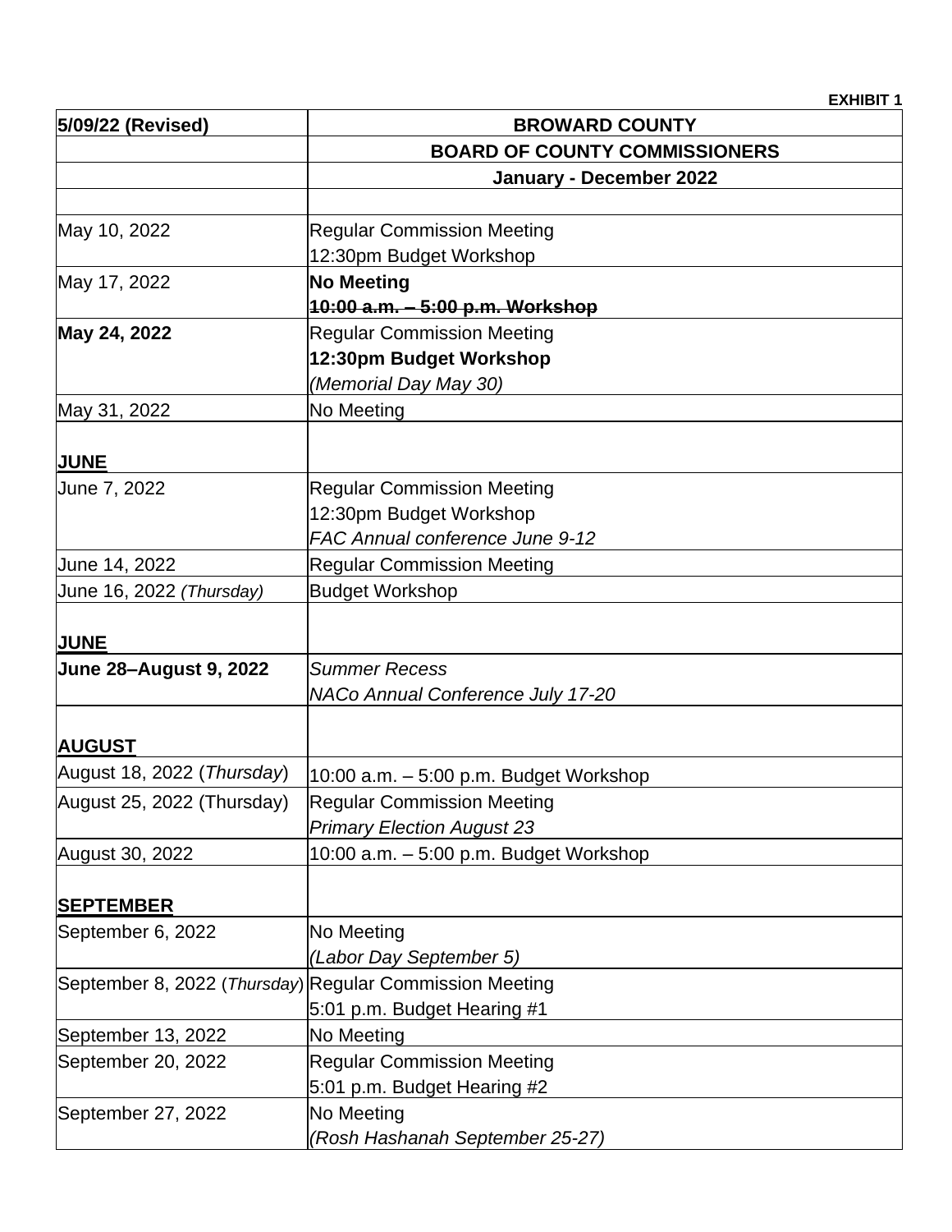**EXHIBIT 1**

| **5/09/22 (Revised)** | **BROWARD COUNTY** |
|---|---|
| | **BOARD OF COUNTY COMMISSIONERS** |
| | **January - December 2022** |
| | |
| May 10, 2022 | Regular Commission Meeting<br>12:30pm Budget Workshop |
| May 17, 2022 | **No Meeting**<br>~~**10:00 a.m. – 5:00 p.m. Workshop**~~ |
| **May 24, 2022** | Regular Commission Meeting<br>**12:30pm Budget Workshop**<br>*(Memorial Day May 30)* |
| May 31, 2022 | No Meeting |
| **JUNE** | |
| June 7, 2022 | Regular Commission Meeting<br>12:30pm Budget Workshop<br>*FAC Annual conference June 9-12* |
| June 14, 2022 | Regular Commission Meeting |
| June 16, 2022 *(Thursday)* | Budget Workshop |
| **JUNE** | |
| **June 28–August 9, 2022** | *Summer Recess*<br>*NACo Annual Conference July 17-20* |
| **AUGUST** | |
| August 18, 2022 (*Thursday*) | 10:00 a.m. – 5:00 p.m. Budget Workshop |
| August 25, 2022 (Thursday) | Regular Commission Meeting<br>*Primary Election August 23* |
| August 30, 2022 | 10:00 a.m. – 5:00 p.m. Budget Workshop |
| **SEPTEMBER** | |
| September 6, 2022 | No Meeting<br>*(Labor Day September 5)* |
| September 8, 2022 (*Thursday*) | Regular Commission Meeting<br>5:01 p.m. Budget Hearing #1 |
| September 13, 2022 | No Meeting |
| September 20, 2022 | Regular Commission Meeting<br>5:01 p.m. Budget Hearing #2 |
| September 27, 2022 | No Meeting<br>*(Rosh Hashanah September 25-27)* |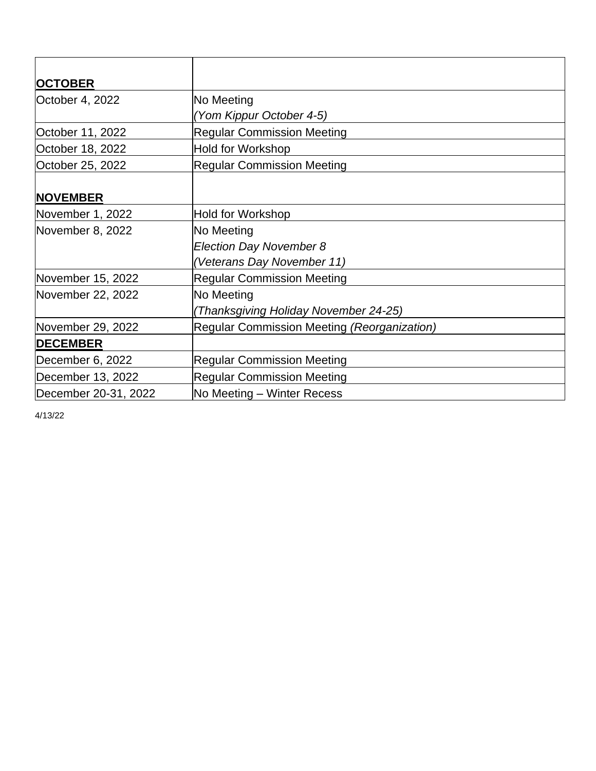| | |
|---|---|
| **OCTOBER** | |
| October 4, 2022 | No Meeting<br>*(Yom Kippur October 4-5)* |
| October 11, 2022 | Regular Commission Meeting |
| October 18, 2022 | Hold for Workshop |
| October 25, 2022 | Regular Commission Meeting |
| **NOVEMBER** | |
| November 1, 2022 | Hold for Workshop |
| November 8, 2022 | No Meeting<br>*Election Day November 8*<br>*(Veterans Day November 11)* |
| November 15, 2022 | Regular Commission Meeting |
| November 22, 2022 | No Meeting<br>*(Thanksgiving Holiday November 24-25)* |
| November 29, 2022 | Regular Commission Meeting *(Reorganization)* |
| **DECEMBER** | |
| December 6, 2022 | Regular Commission Meeting |
| December 13, 2022 | Regular Commission Meeting |
| December 20-31, 2022 | No Meeting – Winter Recess |

4/13/22